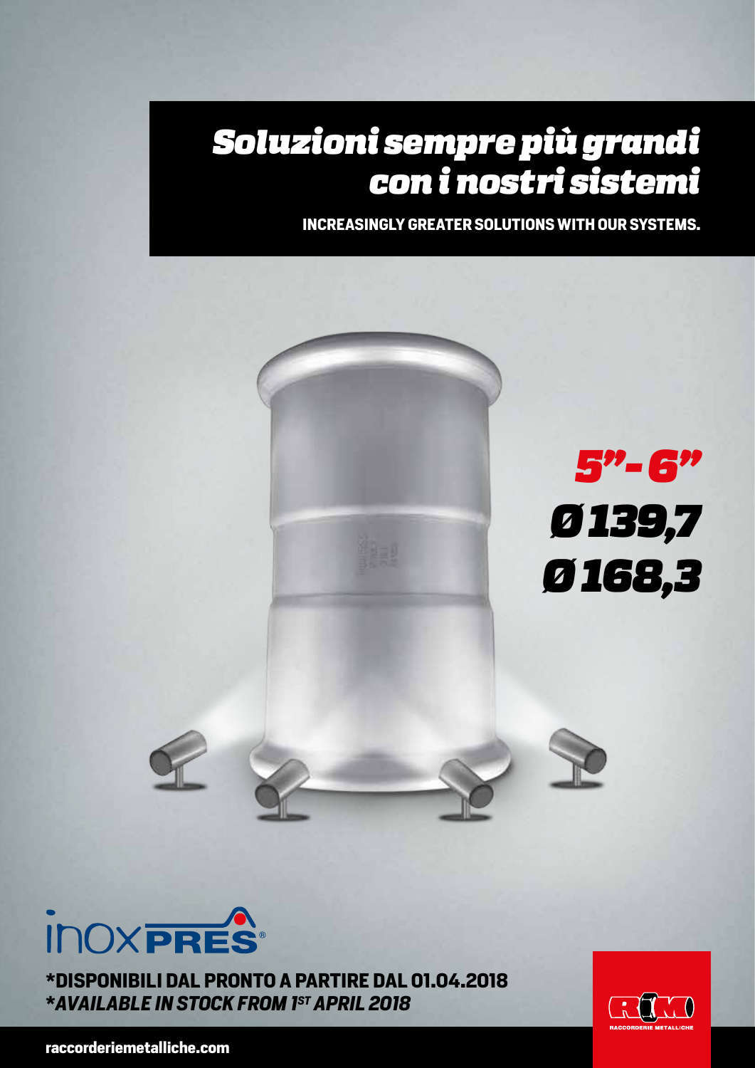# Soluzioni sempre più grandi con i nostri sistemi

**INCREASINGLY GREATER SOLUTIONS WITH OUR SYSTEMS.**

***5"- 6"***

***Ø 139,7***

***Ø 168,3***

inoxPRES®

**\*DISPONIBILI DAL PRONTO A PARTIRE DAL 01.04.2018**

***\*AVAILABLE IN STOCK FROM 1ST APRIL 2018***

RACCORDERIE METALLICHE

**raccorderiemetalliche.com**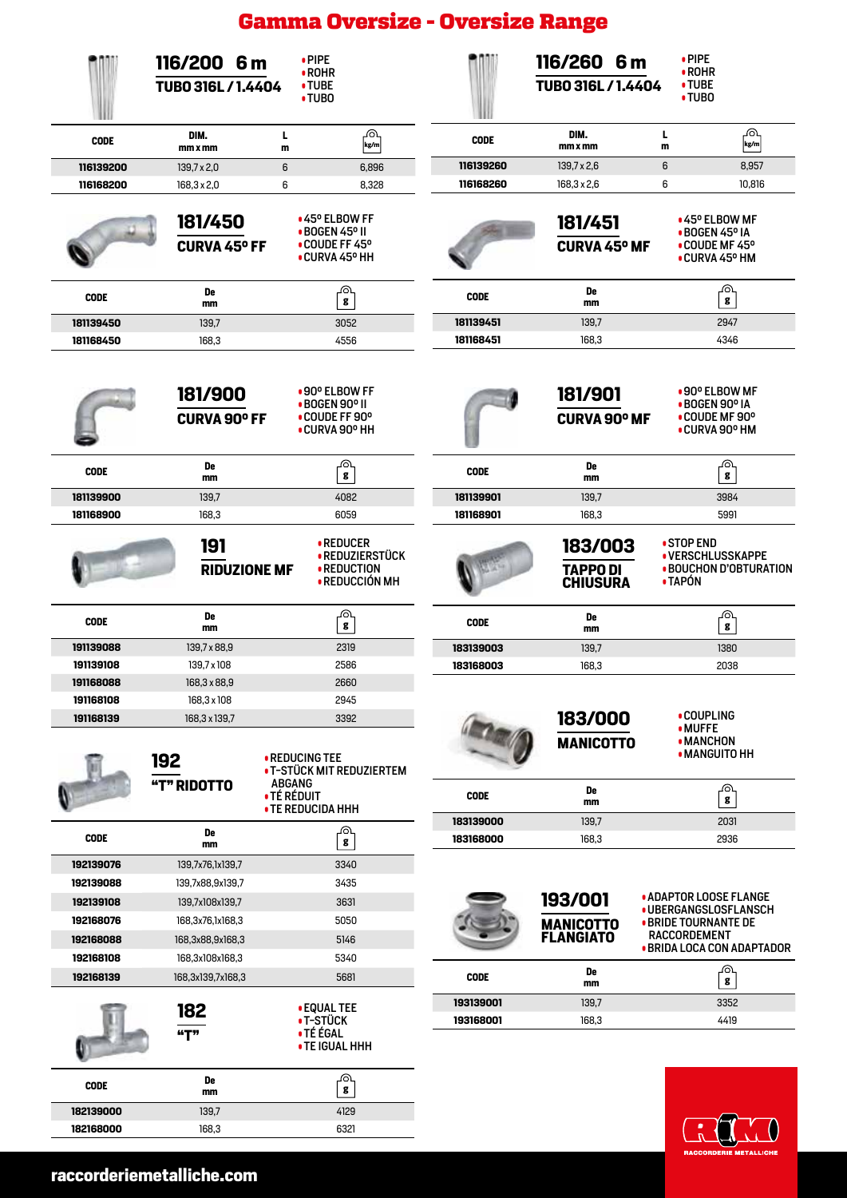# Gamma Oversize - Oversize Range

## 116/200 6 m
**TUBO 316L / 1.4404**

- PIPE
- ROHR
- TUBE
- TUBO

| CODE | DIM. mm x mm | L m | kg/m |
|---|---|---|---|
| 116139200 | 139,7 x 2,0 | 6 | 6,896 |
| 116168200 | 168,3 x 2,0 | 6 | 8,328 |

## 116/260 6 m
**TUBO 316L / 1.4404**

- PIPE
- ROHR
- TUBE
- TUBO

| CODE | DIM. mm x mm | L m | kg/m |
|---|---|---|---|
| 116139260 | 139,7 x 2,6 | 6 | 8,957 |
| 116168260 | 168,3 x 2,6 | 6 | 10,816 |

## 181/450
**CURVA 45° FF**

- 45° ELBOW FF
- BOGEN 45° II
- COUDE FF 45°
- CURVA 45° HH

| CODE | De mm | g |
|---|---|---|
| 181139450 | 139,7 | 3052 |
| 181168450 | 168,3 | 4556 |

## 181/451
**CURVA 45° MF**

- 45° ELBOW MF
- BOGEN 45° IA
- COUDE MF 45°
- CURVA 45° HM

| CODE | De mm | g |
|---|---|---|
| 181139451 | 139,7 | 2947 |
| 181168451 | 168,3 | 4346 |

## 181/900
**CURVA 90° FF**

- 90° ELBOW FF
- BOGEN 90° II
- COUDE FF 90°
- CURVA 90° HH

| CODE | De mm | g |
|---|---|---|
| 181139900 | 139,7 | 4082 |
| 181168900 | 168,3 | 6059 |

## 181/901
**CURVA 90° MF**

- 90° ELBOW MF
- BOGEN 90° IA
- COUDE MF 90°
- CURVA 90° HM

| CODE | De mm | g |
|---|---|---|
| 181139901 | 139,7 | 3984 |
| 181168901 | 168,3 | 5991 |

## 191
**RIDUZIONE MF**

- REDUCER
- REDUZIERSTÜCK
- REDUCTION
- REDUCCIÓN MH

| CODE | De mm | g |
|---|---|---|
| 191139088 | 139,7 x 88,9 | 2319 |
| 191139108 | 139,7 x 108 | 2586 |
| 191168088 | 168,3 x 88,9 | 2660 |
| 191168108 | 168,3 x 108 | 2945 |
| 191168139 | 168,3 x 139,7 | 3392 |

## 183/003
**TAPPO DI CHIUSURA**

- STOP END
- VERSCHLUSSKAPPE
- BOUCHON D'OBTURATION
- TAPÓN

| CODE | De mm | g |
|---|---|---|
| 183139003 | 139,7 | 1380 |
| 183168003 | 168,3 | 2038 |

## 192
**"T" RIDOTTO**

- REDUCING TEE
- T-STÜCK MIT REDUZIERTEM ABGANG
- TÉ RÉDUIT
- TE REDUCIDA HHH

| CODE | De mm | g |
|---|---|---|
| 192139076 | 139,7x76,1x139,7 | 3340 |
| 192139088 | 139,7x88,9x139,7 | 3435 |
| 192139108 | 139,7x108x139,7 | 3631 |
| 192168076 | 168,3x76,1x168,3 | 5050 |
| 192168088 | 168,3x88,9x168,3 | 5146 |
| 192168108 | 168,3x108x168,3 | 5340 |
| 192168139 | 168,3x139,7x168,3 | 5681 |

## 183/000
**MANICOTTO**

- COUPLING
- MUFFE
- MANCHON
- MANGUITO HH

| CODE | De mm | g |
|---|---|---|
| 183139000 | 139,7 | 2031 |
| 183168000 | 168,3 | 2936 |

## 193/001
**MANICOTTO FLANGIATO**

- ADAPTOR LOOSE FLANGE
- UBERGANGSLOSFLANSCH
- BRIDE TOURNANTE DE RACCORDEMENT
- BRIDA LOCA CON ADAPTADOR

| CODE | De mm | g |
|---|---|---|
| 193139001 | 139,7 | 3352 |
| 193168001 | 168,3 | 4419 |

## 182
**"T"**

- EQUAL TEE
- T-STÜCK
- TÉ ÉGAL
- TE IGUAL HHH

| CODE | De mm | g |
|---|---|---|
| 182139000 | 139,7 | 4129 |
| 182168000 | 168,3 | 6321 |

RACCORDERIE METALLICHE

raccorderiemetalliche.com